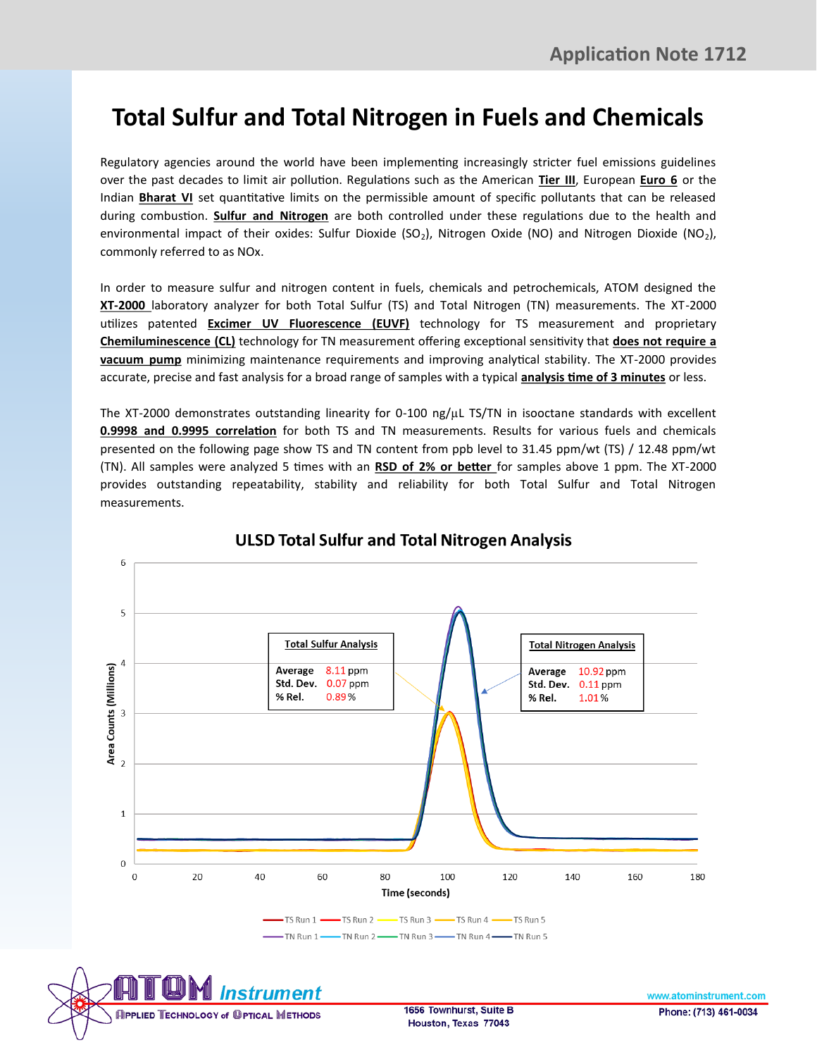# Total Sulfur and Total Nitrogen in Fuels and Chemicals

Regulatory agencies around the world have been implementing increasingly stricter fuel emissions guidelines over the past decades to limit air pollution. Regulations such as the American **Tier III**, European **Euro 6** or the Indian **Bharat VI** set quantitative limits on the permissible amount of specific pollutants that can be released during combustion. **Sulfur and Nitrogen** are both controlled under these regulations due to the health and environmental impact of their oxides: Sulfur Dioxide ($SO_2$), Nitrogen Oxide (NO) and Nitrogen Dioxide ($NO_2$), commonly referred to as NOx.

In order to measure sulfur and nitrogen content in fuels, chemicals and petrochemicals, ATOM designed the **XT-2000** laboratory analyzer for both Total Sulfur (TS) and Total Nitrogen (TN) measurements. The XT-2000 utilizes patented **Excimer UV Fluorescence (EUVF)** technology for TS measurement and proprietary **Chemiluminescence (CL)** technology for TN measurement offering exceptional sensitivity that **does not require a vacuum pump** minimizing maintenance requirements and improving analytical stability. The XT-2000 provides accurate, precise and fast analysis for a broad range of samples with a typical **analysis time of 3 minutes** or less.

The XT-2000 demonstrates outstanding linearity for 0-100 ng/µL TS/TN in isooctane standards with excellent **0.9998 and 0.9995 correlation** for both TS and TN measurements. Results for various fuels and chemicals presented on the following page show TS and TN content from ppb level to 31.45 ppm/wt (TS) / 12.48 ppm/wt (TN). All samples were analyzed 5 times with an **RSD of 2% or better** for samples above 1 ppm. The XT-2000 provides outstanding repeatability, stability and reliability for both Total Sulfur and Total Nitrogen measurements.

## ULSD Total Sulfur and Total Nitrogen Analysis

| Total Sulfur Analysis | |
|---|---|
| Average | 8.11 ppm |
| Std. Dev. | 0.07 ppm |
| % Rel. | 0.89 % |

| Total Nitrogen Analysis | |
|---|---|
| Average | 10.92 ppm |
| Std. Dev. | 0.11 ppm |
| % Rel. | 1.01 % |

Area Counts (Millions) vs. Time (seconds)

TS Run 1, TS Run 2, TS Run 3, TS Run 4, TS Run 5, TN Run 1, TN Run 2, TN Run 3, TN Run 4, TN Run 5

ATOM Instrument — Applied Technology of Optical Methods

1656 Townhurst, Suite B
Houston, Texas 77043

www.atominstrument.com
Phone: (713) 461-0034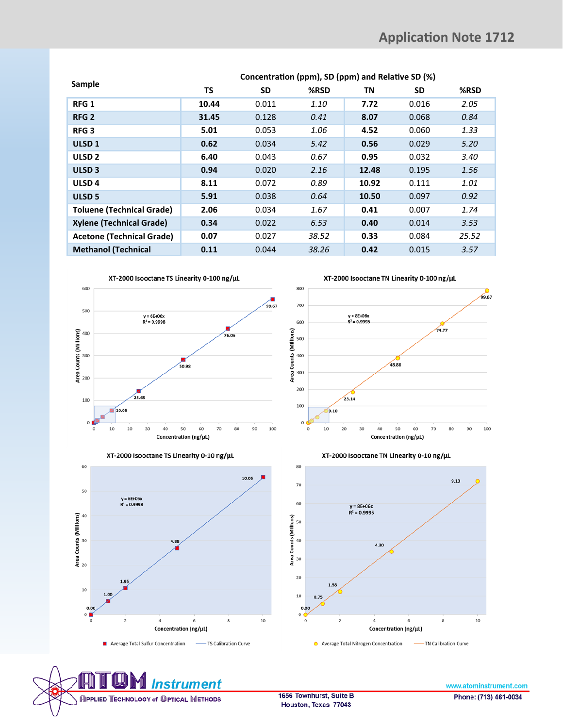| Sample | Concentration (ppm), SD (ppm) and Relative SD (%) | | | | | |
|---|---|---|---|---|---|---|
| | TS | SD | %RSD | TN | SD | %RSD |
| RFG 1 | **10.44** | 0.011 | *1.10* | **7.72** | 0.016 | *2.05* |
| RFG 2 | **31.45** | 0.128 | *0.41* | **8.07** | 0.068 | *0.84* |
| RFG 3 | **5.01** | 0.053 | *1.06* | **4.52** | 0.060 | *1.33* |
| ULSD 1 | **0.62** | 0.034 | *5.42* | **0.56** | 0.029 | *5.20* |
| ULSD 2 | **6.40** | 0.043 | *0.67* | **0.95** | 0.032 | *3.40* |
| ULSD 3 | **0.94** | 0.020 | *2.16* | **12.48** | 0.195 | *1.56* |
| ULSD 4 | **8.11** | 0.072 | *0.89* | **10.92** | 0.111 | *1.01* |
| ULSD 5 | **5.91** | 0.038 | *0.64* | **10.50** | 0.097 | *0.92* |
| Toluene (Technical Grade) | **2.06** | 0.034 | *1.67* | **0.41** | 0.007 | *1.74* |
| Xylene (Technical Grade) | **0.34** | 0.022 | *6.53* | **0.40** | 0.014 | *3.53* |
| Acetone (Technical Grade) | **0.07** | 0.027 | *38.52* | **0.33** | 0.084 | *25.52* |
| Methanol (Technical | **0.11** | 0.044 | *38.26* | **0.42** | 0.015 | *3.57* |

XT-2000 Isooctane TS Linearity 0-100 ng/µL

y = 6E+06x
$R^2$ = 0.9998

99.67, 76.06, 50.98, 25.65, 10.05

Area Counts (Millions)

Concentration (ng/µL)

XT-2000 Isooctane TN Linearity 0-100 ng/µL

y = 8E+06x
$R^2$ = 0.9995

99.67, 74.77, 48.88, 23.14, 9.10

Area Counts (Millions)

Concentration (ng/µL)

XT-2000 Isooctane TS Linearity 0-10 ng/µL

y = 6E+06x
$R^2$ = 0.9998

10.05, 4.88, 1.95, 1.00, 0.00

Area Counts (Millions)

Concentration (ng/µL)

XT-2000 Isooctane TN Linearity 0-10 ng/µL

y = 8E+06x
$R^2$ = 0.9995

9.10, 4.30, 1.58, 0.75, 0.00

Area Counts (Millions)

Concentration (ng/µL)

Average Total Sulfur Concentration — TS Calibration Curve

Average Total Nitrogen Concentration — TN Calibration Curve

ATOM Instrument
Applied Technology of Optical Methods

1656 Townhurst, Suite B
Houston, Texas 77043

www.atominstrument.com
Phone: (713) 461-0034